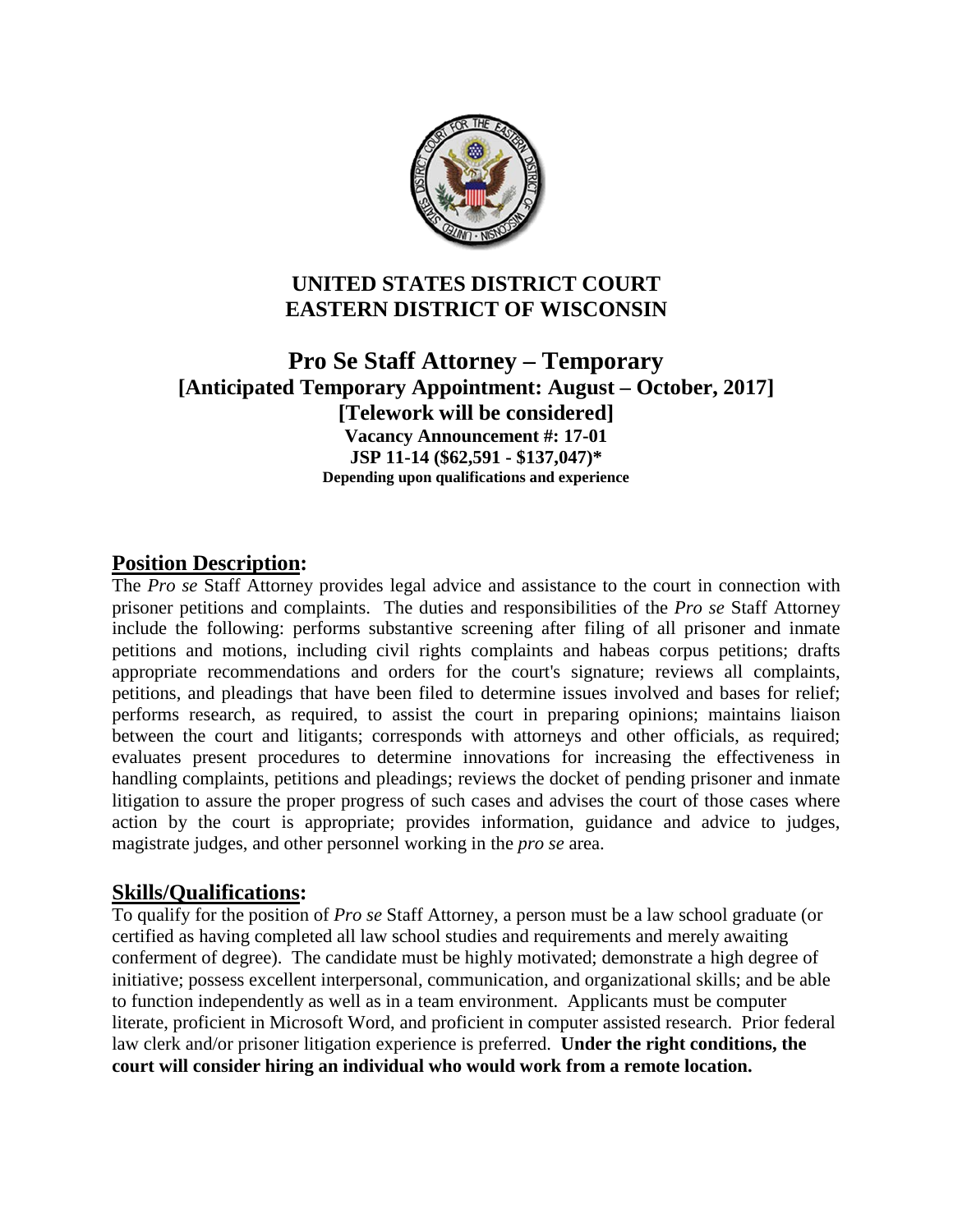# UNITED STATES DISTRICT COURT
# EASTERN DISTRICT OF WISCONSIN

## Pro Se Staff Attorney – Temporary
## [Anticipated Temporary Appointment: August – October, 2017]
### [Telework will be considered]

**Vacancy Announcement #: 17-01**
**JSP 11-14 ($62,591 - $137,047)***
**Depending upon qualifications and experience**

## Position Description:

The *Pro se* Staff Attorney provides legal advice and assistance to the court in connection with prisoner petitions and complaints. The duties and responsibilities of the *Pro se* Staff Attorney include the following: performs substantive screening after filing of all prisoner and inmate petitions and motions, including civil rights complaints and habeas corpus petitions; drafts appropriate recommendations and orders for the court's signature; reviews all complaints, petitions, and pleadings that have been filed to determine issues involved and bases for relief; performs research, as required, to assist the court in preparing opinions; maintains liaison between the court and litigants; corresponds with attorneys and other officials, as required; evaluates present procedures to determine innovations for increasing the effectiveness in handling complaints, petitions and pleadings; reviews the docket of pending prisoner and inmate litigation to assure the proper progress of such cases and advises the court of those cases where action by the court is appropriate; provides information, guidance and advice to judges, magistrate judges, and other personnel working in the *pro se* area.

## Skills/Qualifications:

To qualify for the position of *Pro se* Staff Attorney, a person must be a law school graduate (or certified as having completed all law school studies and requirements and merely awaiting conferment of degree). The candidate must be highly motivated; demonstrate a high degree of initiative; possess excellent interpersonal, communication, and organizational skills; and be able to function independently as well as in a team environment. Applicants must be computer literate, proficient in Microsoft Word, and proficient in computer assisted research. Prior federal law clerk and/or prisoner litigation experience is preferred. **Under the right conditions, the court will consider hiring an individual who would work from a remote location.**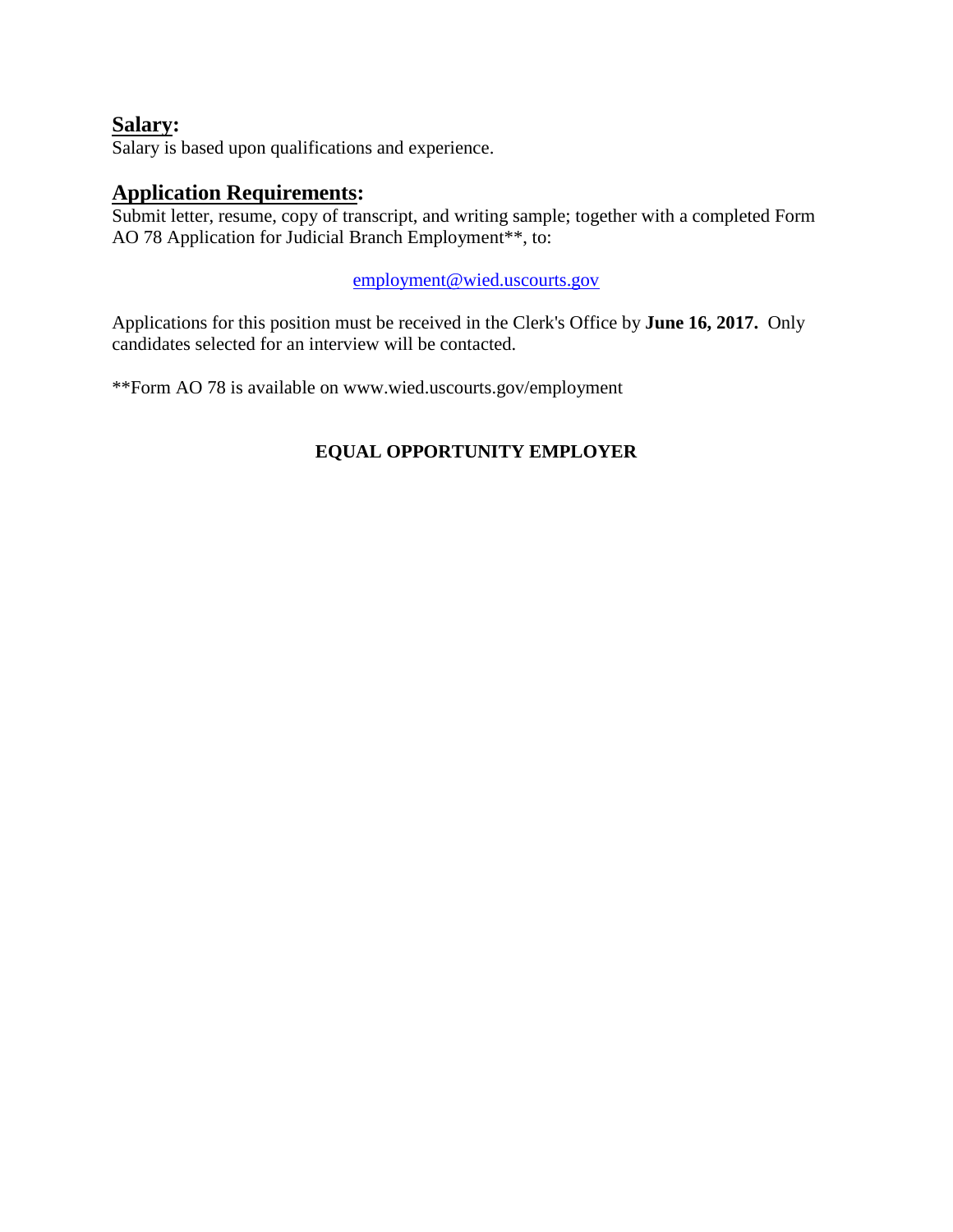## **Salary:**

Salary is based upon qualifications and experience.

## **Application Requirements:**

Submit letter, resume, copy of transcript, and writing sample; together with a completed Form AO 78 Application for Judicial Branch Employment**, to:

employment@wied.uscourts.gov

Applications for this position must be received in the Clerk's Office by **June 16, 2017.** Only candidates selected for an interview will be contacted.

**Form AO 78 is available on www.wied.uscourts.gov/employment

**EQUAL OPPORTUNITY EMPLOYER**